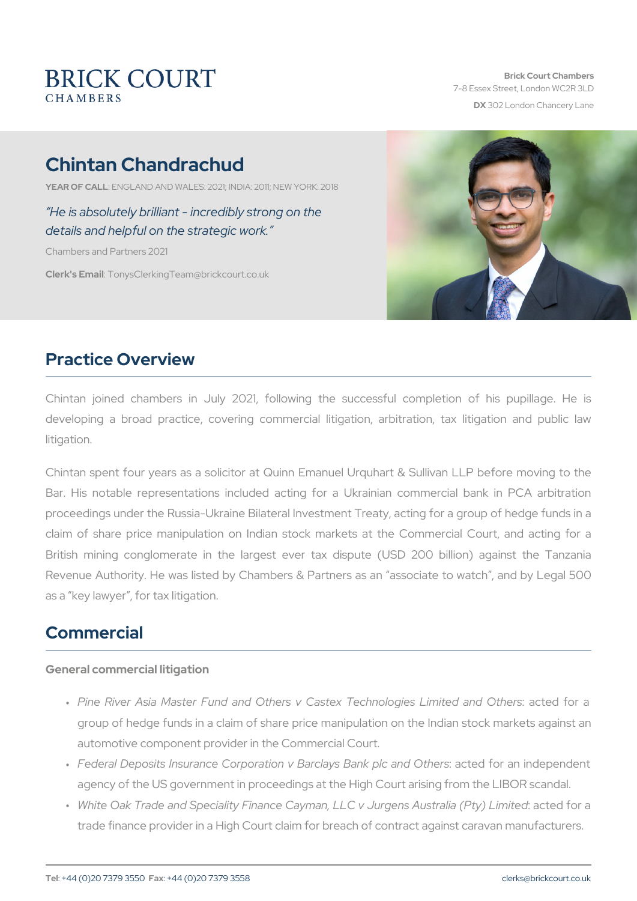BRICK COURT CHAMBERS

**Brick Court Chambers**
7-8 Essex Street, London WC2R 3LD
**DX** 302 London Chancery Lane

# Chintan Chandrachud

**YEAR OF CALL**: ENGLAND AND WALES: 2021; INDIA: 2011; NEW YORK: 2018

*"He is absolutely brilliant - incredibly strong on the details and helpful on the strategic work."*

Chambers and Partners 2021

**Clerk's Email**: TonysClerkingTeam@brickcourt.co.uk

## Practice Overview

Chintan joined chambers in July 2021, following the successful completion of his pupillage. He is developing a broad practice, covering commercial litigation, arbitration, tax litigation and public law litigation.

Chintan spent four years as a solicitor at Quinn Emanuel Urquhart & Sullivan LLP before moving to the Bar. His notable representations included acting for a Ukrainian commercial bank in PCA arbitration proceedings under the Russia-Ukraine Bilateral Investment Treaty, acting for a group of hedge funds in a claim of share price manipulation on Indian stock markets at the Commercial Court, and acting for a British mining conglomerate in the largest ever tax dispute (USD 200 billion) against the Tanzania Revenue Authority. He was listed by Chambers & Partners as an "associate to watch", and by Legal 500 as a "key lawyer", for tax litigation.

## Commercial

### General commercial litigation

- *Pine River Asia Master Fund and Others v Castex Technologies Limited and Others*: acted for a group of hedge funds in a claim of share price manipulation on the Indian stock markets against an automotive component provider in the Commercial Court.
- *Federal Deposits Insurance Corporation v Barclays Bank plc and Others*: acted for an independent agency of the US government in proceedings at the High Court arising from the LIBOR scandal.
- *White Oak Trade and Speciality Finance Cayman, LLC v Jurgens Australia (Pty) Limited*: acted for a trade finance provider in a High Court claim for breach of contract against caravan manufacturers.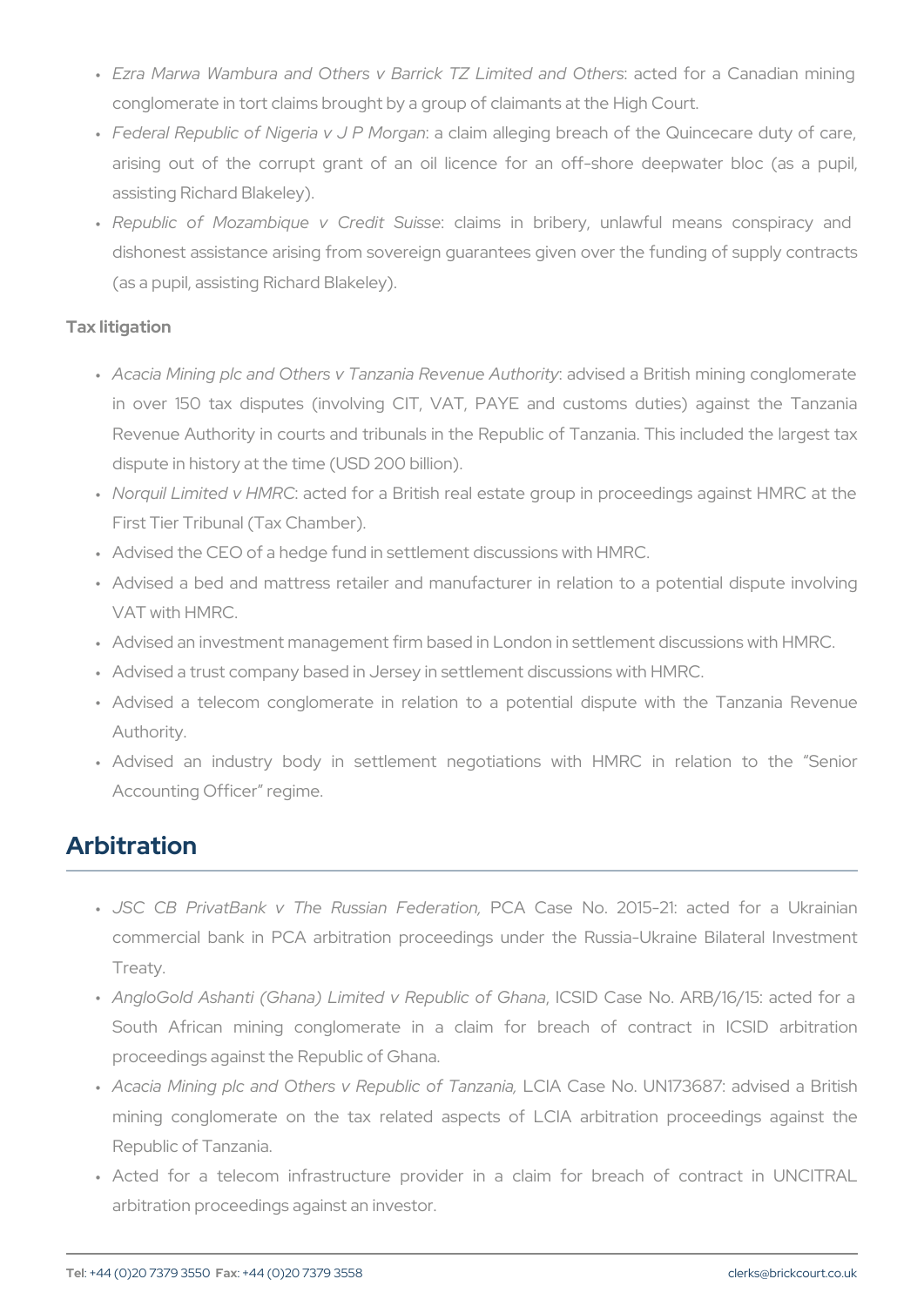- *Ezra Marwa Wambura and Others v Barrick TZ Limited and Others*: acted for a Canadian mining conglomerate in tort claims brought by a group of claimants at the High Court.
- *Federal Republic of Nigeria v J P Morgan*: a claim alleging breach of the Quincecare duty of care, arising out of the corrupt grant of an oil licence for an off-shore deepwater bloc (as a pupil, assisting Richard Blakeley).
- *Republic of Mozambique v Credit Suisse*: claims in bribery, unlawful means conspiracy and dishonest assistance arising from sovereign guarantees given over the funding of supply contracts (as a pupil, assisting Richard Blakeley).

**Tax litigation**

- *Acacia Mining plc and Others v Tanzania Revenue Authority*: advised a British mining conglomerate in over 150 tax disputes (involving CIT, VAT, PAYE and customs duties) against the Tanzania Revenue Authority in courts and tribunals in the Republic of Tanzania. This included the largest tax dispute in history at the time (USD 200 billion).
- *Norquil Limited v HMRC*: acted for a British real estate group in proceedings against HMRC at the First Tier Tribunal (Tax Chamber).
- Advised the CEO of a hedge fund in settlement discussions with HMRC.
- Advised a bed and mattress retailer and manufacturer in relation to a potential dispute involving VAT with HMRC.
- Advised an investment management firm based in London in settlement discussions with HMRC.
- Advised a trust company based in Jersey in settlement discussions with HMRC.
- Advised a telecom conglomerate in relation to a potential dispute with the Tanzania Revenue Authority.
- Advised an industry body in settlement negotiations with HMRC in relation to the "Senior Accounting Officer" regime.

## Arbitration

- *JSC CB PrivatBank v The Russian Federation,* PCA Case No. 2015-21: acted for a Ukrainian commercial bank in PCA arbitration proceedings under the Russia-Ukraine Bilateral Investment Treaty.
- *AngloGold Ashanti (Ghana) Limited v Republic of Ghana*, ICSID Case No. ARB/16/15: acted for a South African mining conglomerate in a claim for breach of contract in ICSID arbitration proceedings against the Republic of Ghana.
- *Acacia Mining plc and Others v Republic of Tanzania,* LCIA Case No. UN173687: advised a British mining conglomerate on the tax related aspects of LCIA arbitration proceedings against the Republic of Tanzania.
- Acted for a telecom infrastructure provider in a claim for breach of contract in UNCITRAL arbitration proceedings against an investor.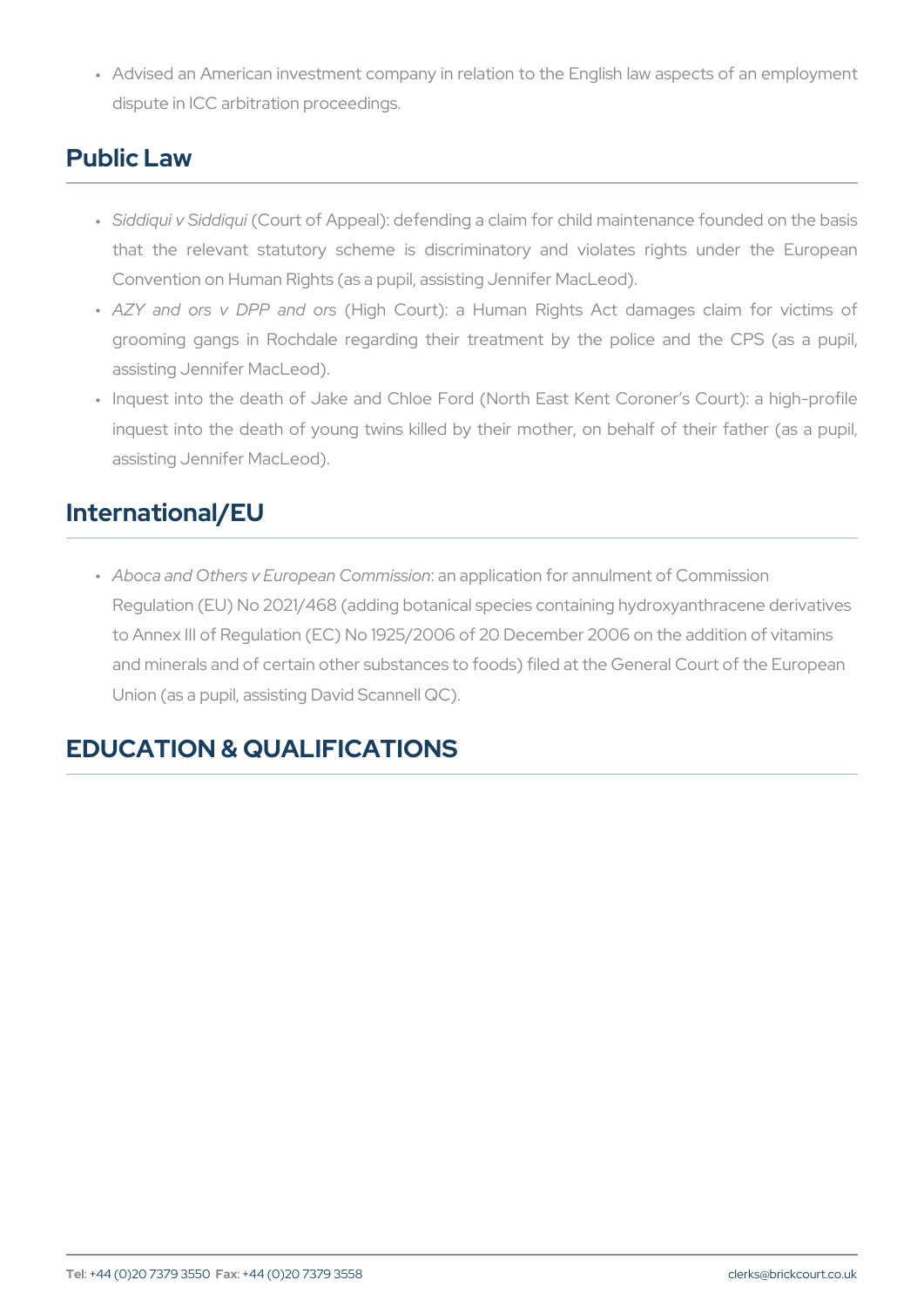- Advised an American investment company in relation to the English law aspects of an employment dispute in ICC arbitration proceedings.

## Public Law

- *Siddiqui v Siddiqui* (Court of Appeal): defending a claim for child maintenance founded on the basis that the relevant statutory scheme is discriminatory and violates rights under the European Convention on Human Rights (as a pupil, assisting Jennifer MacLeod).
- *AZY and ors v DPP and ors* (High Court): a Human Rights Act damages claim for victims of grooming gangs in Rochdale regarding their treatment by the police and the CPS (as a pupil, assisting Jennifer MacLeod).
- Inquest into the death of Jake and Chloe Ford (North East Kent Coroner's Court): a high-profile inquest into the death of young twins killed by their mother, on behalf of their father (as a pupil, assisting Jennifer MacLeod).

## International/EU

- *Aboca and Others v European Commission*: an application for annulment of Commission Regulation (EU) No 2021/468 (adding botanical species containing hydroxyanthracene derivatives to Annex III of Regulation (EC) No 1925/2006 of 20 December 2006 on the addition of vitamins and minerals and of certain other substances to foods) filed at the General Court of the European Union (as a pupil, assisting David Scannell QC).

## EDUCATION & QUALIFICATIONS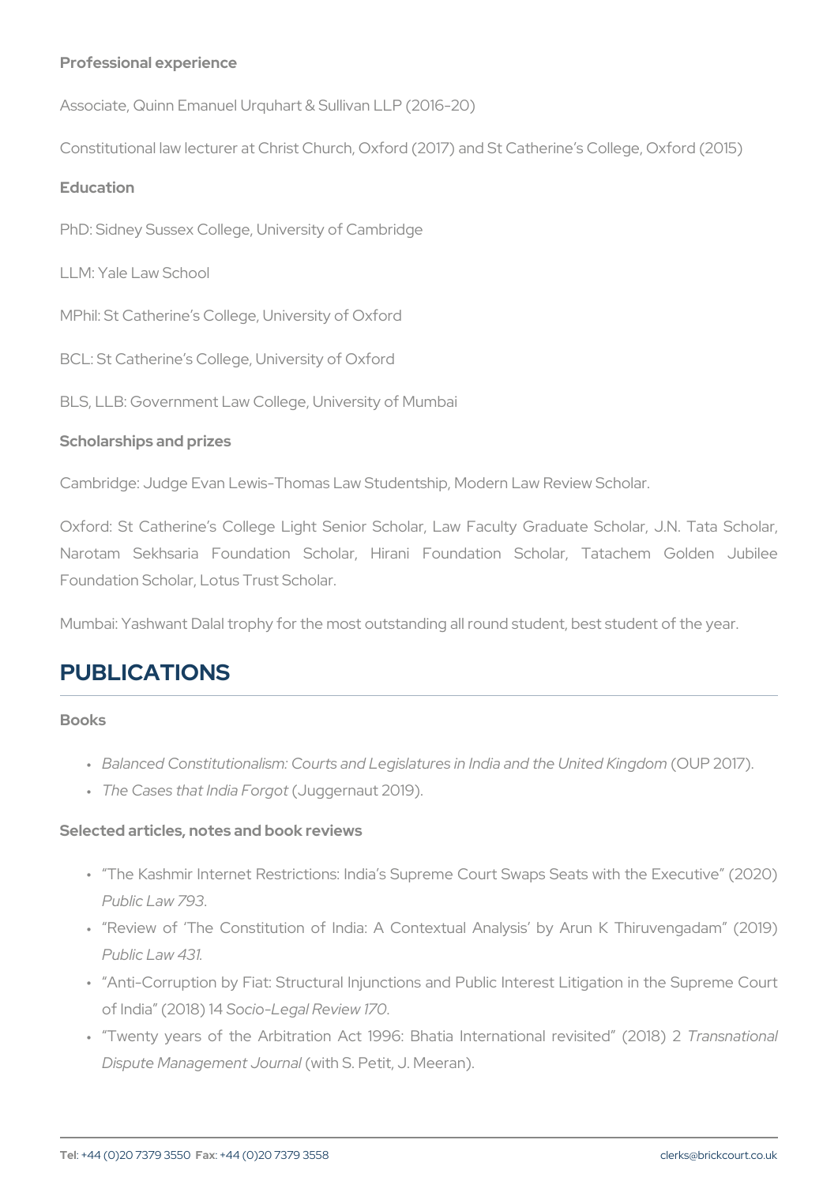**Professional experience**

Associate, Quinn Emanuel Urquhart & Sullivan LLP (2016-20)

Constitutional law lecturer at Christ Church, Oxford (2017) and St Catherine's College, Oxford (2015)

**Education**

PhD: Sidney Sussex College, University of Cambridge

LLM: Yale Law School

MPhil: St Catherine's College, University of Oxford

BCL: St Catherine's College, University of Oxford

BLS, LLB: Government Law College, University of Mumbai

**Scholarships and prizes**

Cambridge: Judge Evan Lewis-Thomas Law Studentship, Modern Law Review Scholar.

Oxford: St Catherine's College Light Senior Scholar, Law Faculty Graduate Scholar, J.N. Tata Scholar, Narotam Sekhsaria Foundation Scholar, Hirani Foundation Scholar, Tatachem Golden Jubilee Foundation Scholar, Lotus Trust Scholar.

Mumbai: Yashwant Dalal trophy for the most outstanding all round student, best student of the year.

## PUBLICATIONS

**Books**

- *Balanced Constitutionalism: Courts and Legislatures in India and the United Kingdom* (OUP 2017).
- *The Cases that India Forgot* (Juggernaut 2019).

**Selected articles, notes and book reviews**

- "The Kashmir Internet Restrictions: India's Supreme Court Swaps Seats with the Executive" (2020) *Public Law 793*.
- "Review of 'The Constitution of India: A Contextual Analysis' by Arun K Thiruvengadam" (2019) *Public Law 431*.
- "Anti-Corruption by Fiat: Structural Injunctions and Public Interest Litigation in the Supreme Court of India" (2018) 14 *Socio-Legal Review 170*.
- "Twenty years of the Arbitration Act 1996: Bhatia International revisited" (2018) 2 *Transnational Dispute Management Journal* (with S. Petit, J. Meeran).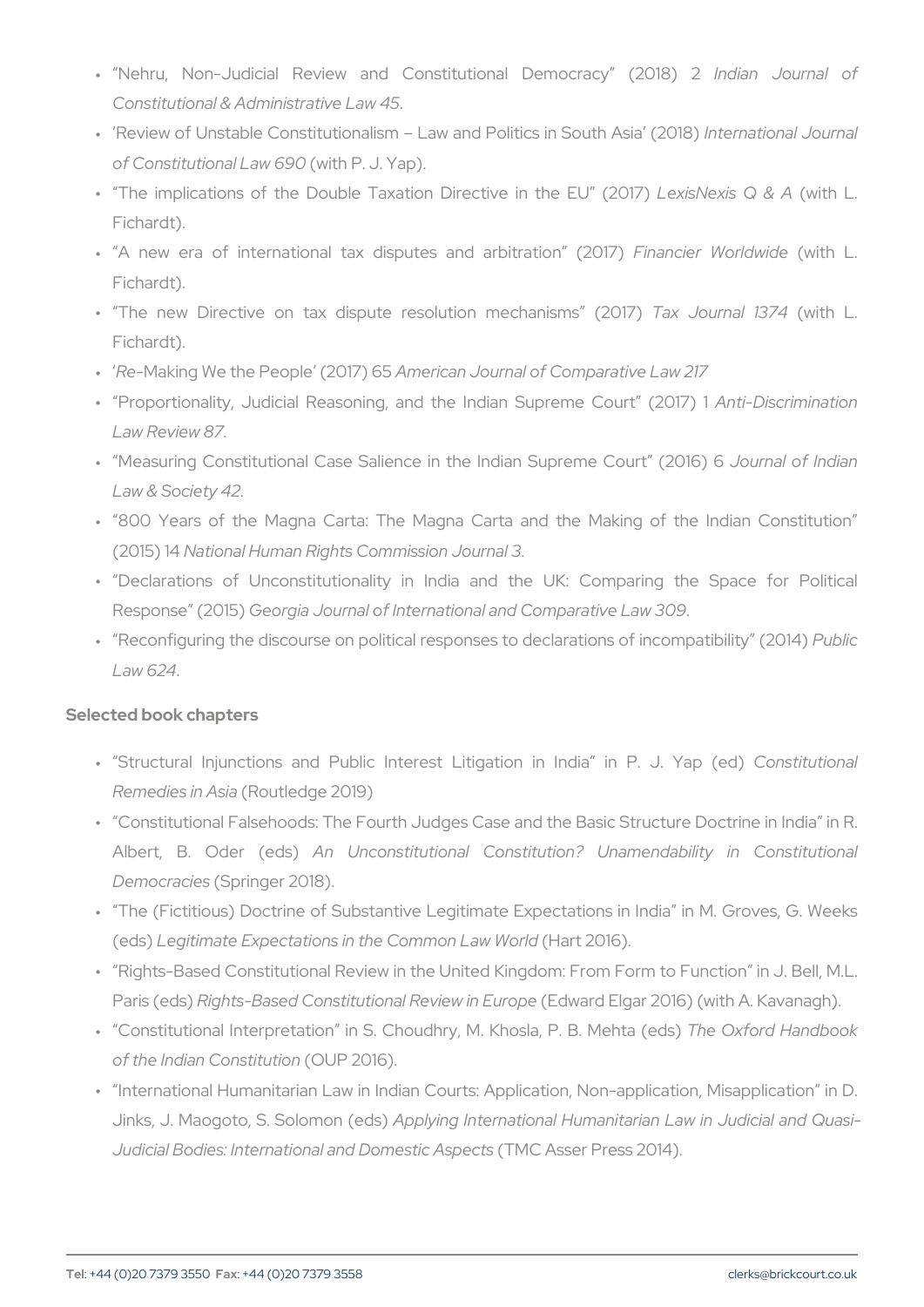- "Nehru, Non-Judicial Review and Constitutional Democracy" (2018) 2 *Indian Journal of Constitutional & Administrative Law 45*.
- 'Review of Unstable Constitutionalism – Law and Politics in South Asia' (2018) *International Journal of Constitutional Law 690* (with P. J. Yap).
- "The implications of the Double Taxation Directive in the EU" (2017) *LexisNexis Q & A* (with L. Fichardt).
- "A new era of international tax disputes and arbitration" (2017) *Financier Worldwide* (with L. Fichardt).
- "The new Directive on tax dispute resolution mechanisms" (2017) *Tax Journal 1374* (with L. Fichardt).
- '*Re*-Making We the People' (2017) 65 *American Journal of Comparative Law 217*
- "Proportionality, Judicial Reasoning, and the Indian Supreme Court" (2017) 1 *Anti-Discrimination Law Review 87*.
- "Measuring Constitutional Case Salience in the Indian Supreme Court" (2016) 6 *Journal of Indian Law & Society 42*.
- "800 Years of the Magna Carta: The Magna Carta and the Making of the Indian Constitution" (2015) 14 *National Human Rights Commission Journal 3*.
- "Declarations of Unconstitutionality in India and the UK: Comparing the Space for Political Response" (2015) *Georgia Journal of International and Comparative Law 309*.
- "Reconfiguring the discourse on political responses to declarations of incompatibility" (2014) *Public Law 624*.

## Selected book chapters

- "Structural Injunctions and Public Interest Litigation in India" in P. J. Yap (ed) *Constitutional Remedies in Asia* (Routledge 2019)
- "Constitutional Falsehoods: The Fourth Judges Case and the Basic Structure Doctrine in India" in R. Albert, B. Oder (eds) *An Unconstitutional Constitution? Unamendability in Constitutional Democracies* (Springer 2018).
- "The (Fictitious) Doctrine of Substantive Legitimate Expectations in India" in M. Groves, G. Weeks (eds) *Legitimate Expectations in the Common Law World* (Hart 2016).
- "Rights-Based Constitutional Review in the United Kingdom: From Form to Function" in J. Bell, M.L. Paris (eds) *Rights-Based Constitutional Review in Europe* (Edward Elgar 2016) (with A. Kavanagh).
- "Constitutional Interpretation" in S. Choudhry, M. Khosla, P. B. Mehta (eds) *The Oxford Handbook of the Indian Constitution* (OUP 2016).
- "International Humanitarian Law in Indian Courts: Application, Non-application, Misapplication" in D. Jinks, J. Maogoto, S. Solomon (eds) *Applying International Humanitarian Law in Judicial and Quasi-Judicial Bodies: International and Domestic Aspects* (TMC Asser Press 2014).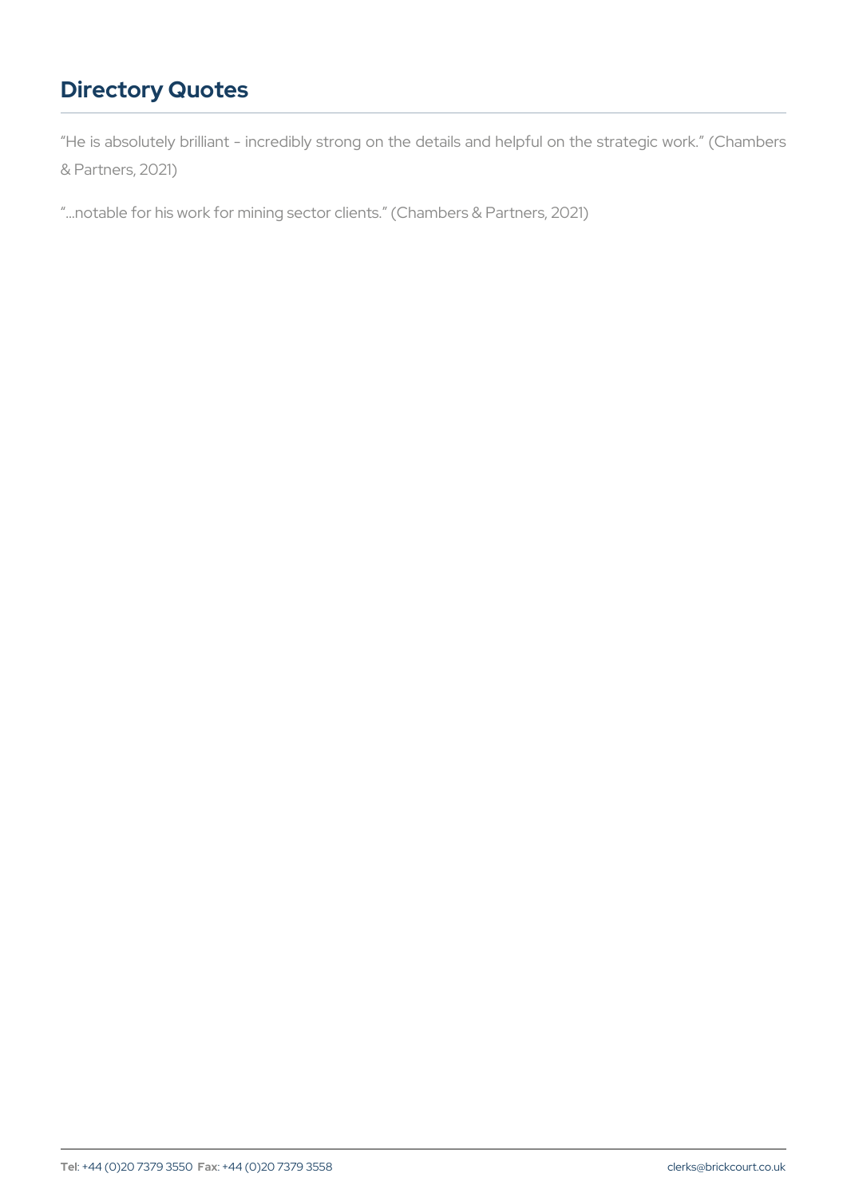## Directory Quotes

"He is absolutely brilliant - incredibly strong on the details and helpful on the strategic work." (Chambers & Partners, 2021)

"...notable for his work for mining sector clients." (Chambers & Partners, 2021)